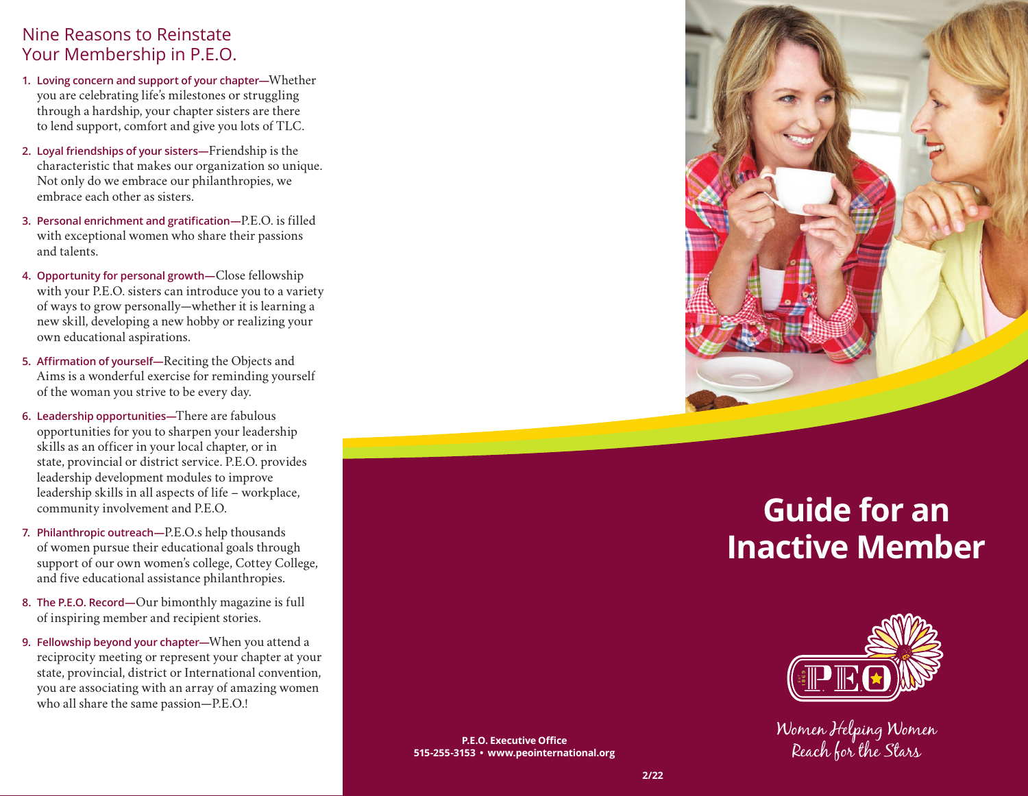## Nine Reasons to Reinstate Your Membership in P.E.O.

1. **Loving concern and support of your chapter**—Whether you are celebrating life's milestones or struggling through a hardship, your chapter sisters are there to lend support, comfort and give you lots of TLC.
2. **Loyal friendships of your sisters**—Friendship is the characteristic that makes our organization so unique. Not only do we embrace our philanthropies, we embrace each other as sisters.
3. **Personal enrichment and gratification**—P.E.O. is filled with exceptional women who share their passions and talents.
4. **Opportunity for personal growth**—Close fellowship with your P.E.O. sisters can introduce you to a variety of ways to grow personally—whether it is learning a new skill, developing a new hobby or realizing your own educational aspirations.
5. **Affirmation of yourself**—Reciting the Objects and Aims is a wonderful exercise for reminding yourself of the woman you strive to be every day.
6. **Leadership opportunities**—There are fabulous opportunities for you to sharpen your leadership skills as an officer in your local chapter, or in state, provincial or district service. P.E.O. provides leadership development modules to improve leadership skills in all aspects of life – workplace, community involvement and P.E.O.
7. **Philanthropic outreach**—P.E.O.s help thousands of women pursue their educational goals through support of our own women's college, Cottey College, and five educational assistance philanthropies.
8. **The P.E.O. Record**—Our bimonthly magazine is full of inspiring member and recipient stories.
9. **Fellowship beyond your chapter**—When you attend a reciprocity meeting or represent your chapter at your state, provincial, district or International convention, you are associating with an array of amazing women who all share the same passion—P.E.O.!

**P.E.O. Executive Office**
**515-255-3153 • www.peointernational.org**

# Guide for an Inactive Member

P.E.O.

*Women Helping Women Reach for the Stars*

2/22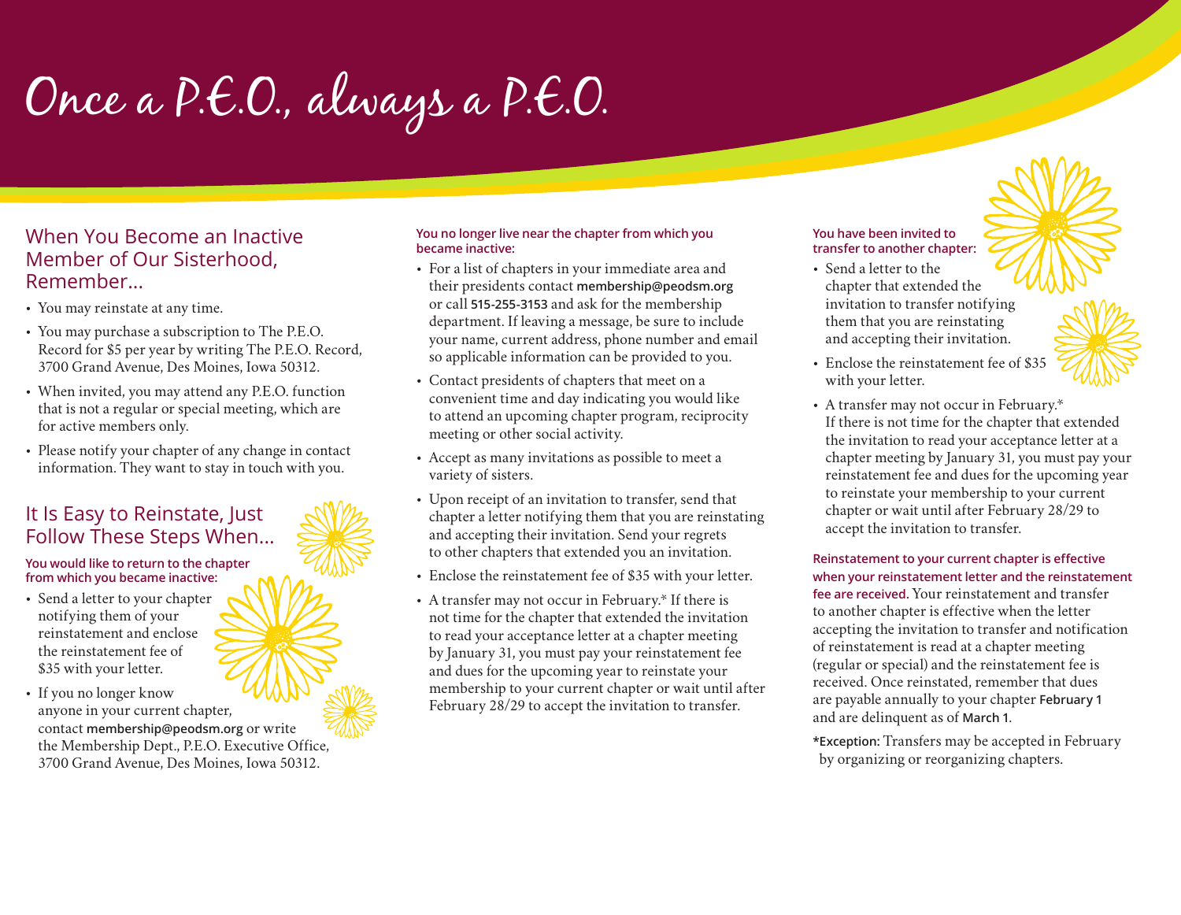# Once a P.E.O., always a P.E.O.

## When You Become an Inactive Member of Our Sisterhood, Remember…

- You may reinstate at any time.
- You may purchase a subscription to The P.E.O. Record for $5 per year by writing The P.E.O. Record, 3700 Grand Avenue, Des Moines, Iowa 50312.
- When invited, you may attend any P.E.O. function that is not a regular or special meeting, which are for active members only.
- Please notify your chapter of any change in contact information. They want to stay in touch with you.

## It Is Easy to Reinstate, Just Follow These Steps When…

**You would like to return to the chapter from which you became inactive:**

- Send a letter to your chapter notifying them of your reinstatement and enclose the reinstatement fee of $35 with your letter.
- If you no longer know anyone in your current chapter, contact **membership@peodsm.org** or write the Membership Dept., P.E.O. Executive Office, 3700 Grand Avenue, Des Moines, Iowa 50312.

**You no longer live near the chapter from which you became inactive:**

- For a list of chapters in your immediate area and their presidents contact **membership@peodsm.org** or call **515-255-3153** and ask for the membership department. If leaving a message, be sure to include your name, current address, phone number and email so applicable information can be provided to you.
- Contact presidents of chapters that meet on a convenient time and day indicating you would like to attend an upcoming chapter program, reciprocity meeting or other social activity.
- Accept as many invitations as possible to meet a variety of sisters.
- Upon receipt of an invitation to transfer, send that chapter a letter notifying them that you are reinstating and accepting their invitation. Send your regrets to other chapters that extended you an invitation.
- Enclose the reinstatement fee of $35 with your letter.
- A transfer may not occur in February.* If there is not time for the chapter that extended the invitation to read your acceptance letter at a chapter meeting by January 31, you must pay your reinstatement fee and dues for the upcoming year to reinstate your membership to your current chapter or wait until after February 28/29 to accept the invitation to transfer.

**You have been invited to transfer to another chapter:**

- Send a letter to the chapter that extended the invitation to transfer notifying them that you are reinstating and accepting their invitation.
- Enclose the reinstatement fee of $35 with your letter.
- A transfer may not occur in February.* If there is not time for the chapter that extended the invitation to read your acceptance letter at a chapter meeting by January 31, you must pay your reinstatement fee and dues for the upcoming year to reinstate your membership to your current chapter or wait until after February 28/29 to accept the invitation to transfer.

**Reinstatement to your current chapter is effective when your reinstatement letter and the reinstatement fee are received.** Your reinstatement and transfer to another chapter is effective when the letter accepting the invitation to transfer and notification of reinstatement is read at a chapter meeting (regular or special) and the reinstatement fee is received. Once reinstated, remember that dues are payable annually to your chapter **February 1** and are delinquent as of **March 1**.

***Exception:** Transfers may be accepted in February by organizing or reorganizing chapters.